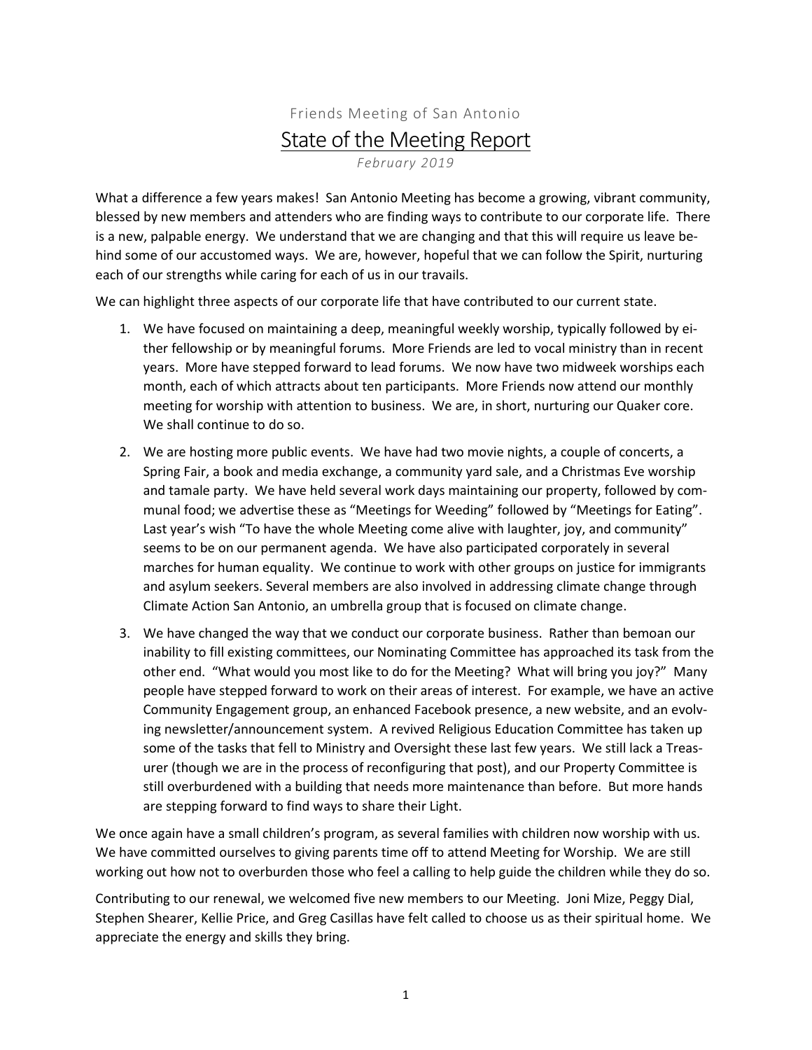Friends Meeting of San Antonio

# State of the Meeting Report

*February 2019*

What a difference a few years makes! San Antonio Meeting has become a growing, vibrant community, blessed by new members and attenders who are finding ways to contribute to our corporate life. There is a new, palpable energy. We understand that we are changing and that this will require us leave behind some of our accustomed ways. We are, however, hopeful that we can follow the Spirit, nurturing each of our strengths while caring for each of us in our travails.

We can highlight three aspects of our corporate life that have contributed to our current state.

1. We have focused on maintaining a deep, meaningful weekly worship, typically followed by either fellowship or by meaningful forums. More Friends are led to vocal ministry than in recent years. More have stepped forward to lead forums. We now have two midweek worships each month, each of which attracts about ten participants. More Friends now attend our monthly meeting for worship with attention to business. We are, in short, nurturing our Quaker core. We shall continue to do so.
2. We are hosting more public events. We have had two movie nights, a couple of concerts, a Spring Fair, a book and media exchange, a community yard sale, and a Christmas Eve worship and tamale party. We have held several work days maintaining our property, followed by communal food; we advertise these as "Meetings for Weeding" followed by "Meetings for Eating". Last year's wish "To have the whole Meeting come alive with laughter, joy, and community" seems to be on our permanent agenda. We have also participated corporately in several marches for human equality. We continue to work with other groups on justice for immigrants and asylum seekers. Several members are also involved in addressing climate change through Climate Action San Antonio, an umbrella group that is focused on climate change.
3. We have changed the way that we conduct our corporate business. Rather than bemoan our inability to fill existing committees, our Nominating Committee has approached its task from the other end. "What would you most like to do for the Meeting? What will bring you joy?" Many people have stepped forward to work on their areas of interest. For example, we have an active Community Engagement group, an enhanced Facebook presence, a new website, and an evolving newsletter/announcement system. A revived Religious Education Committee has taken up some of the tasks that fell to Ministry and Oversight these last few years. We still lack a Treasurer (though we are in the process of reconfiguring that post), and our Property Committee is still overburdened with a building that needs more maintenance than before. But more hands are stepping forward to find ways to share their Light.

We once again have a small children's program, as several families with children now worship with us. We have committed ourselves to giving parents time off to attend Meeting for Worship. We are still working out how not to overburden those who feel a calling to help guide the children while they do so.

Contributing to our renewal, we welcomed five new members to our Meeting. Joni Mize, Peggy Dial, Stephen Shearer, Kellie Price, and Greg Casillas have felt called to choose us as their spiritual home. We appreciate the energy and skills they bring.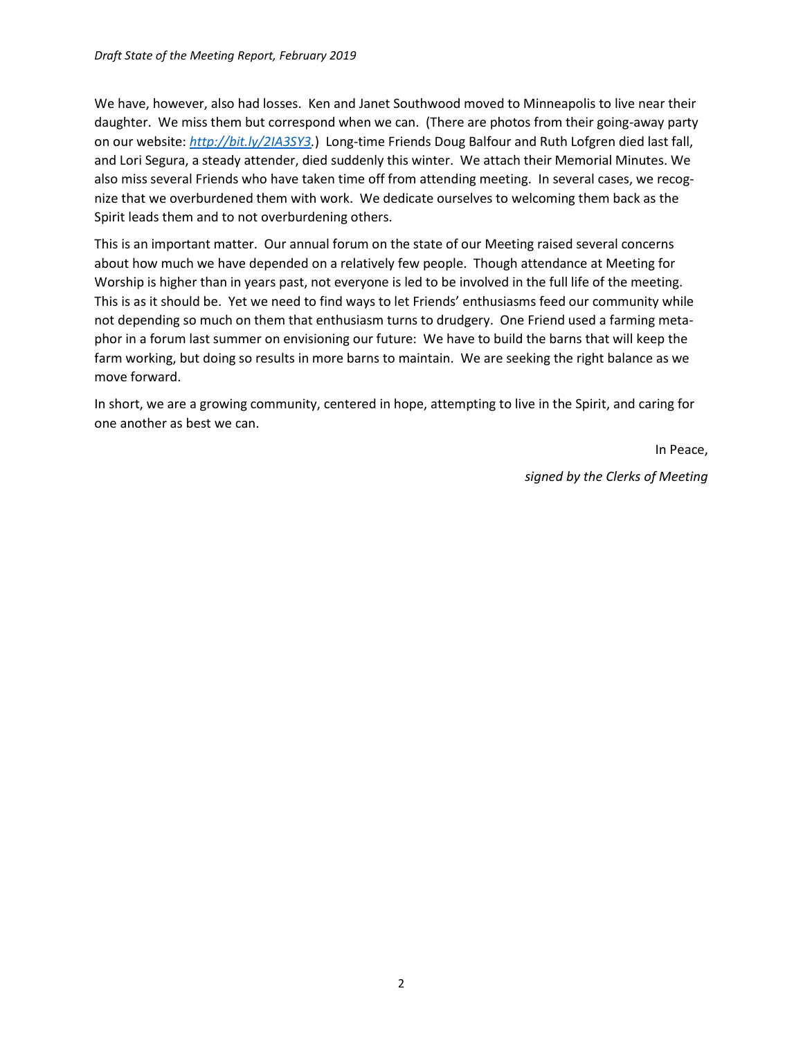We have, however, also had losses. Ken and Janet Southwood moved to Minneapolis to live near their daughter. We miss them but correspond when we can. (There are photos from their going-away party on our website: [*http://bit.ly/2IA3SY3*](http://bit.ly/2IA3SY3).) Long-time Friends Doug Balfour and Ruth Lofgren died last fall, and Lori Segura, a steady attender, died suddenly this winter. We attach their Memorial Minutes. We also miss several Friends who have taken time off from attending meeting. In several cases, we recognize that we overburdened them with work. We dedicate ourselves to welcoming them back as the Spirit leads them and to not overburdening others.

This is an important matter. Our annual forum on the state of our Meeting raised several concerns about how much we have depended on a relatively few people. Though attendance at Meeting for Worship is higher than in years past, not everyone is led to be involved in the full life of the meeting. This is as it should be. Yet we need to find ways to let Friends' enthusiasms feed our community while not depending so much on them that enthusiasm turns to drudgery. One Friend used a farming metaphor in a forum last summer on envisioning our future: We have to build the barns that will keep the farm working, but doing so results in more barns to maintain. We are seeking the right balance as we move forward.

In short, we are a growing community, centered in hope, attempting to live in the Spirit, and caring for one another as best we can.

In Peace,

*signed by the Clerks of Meeting*